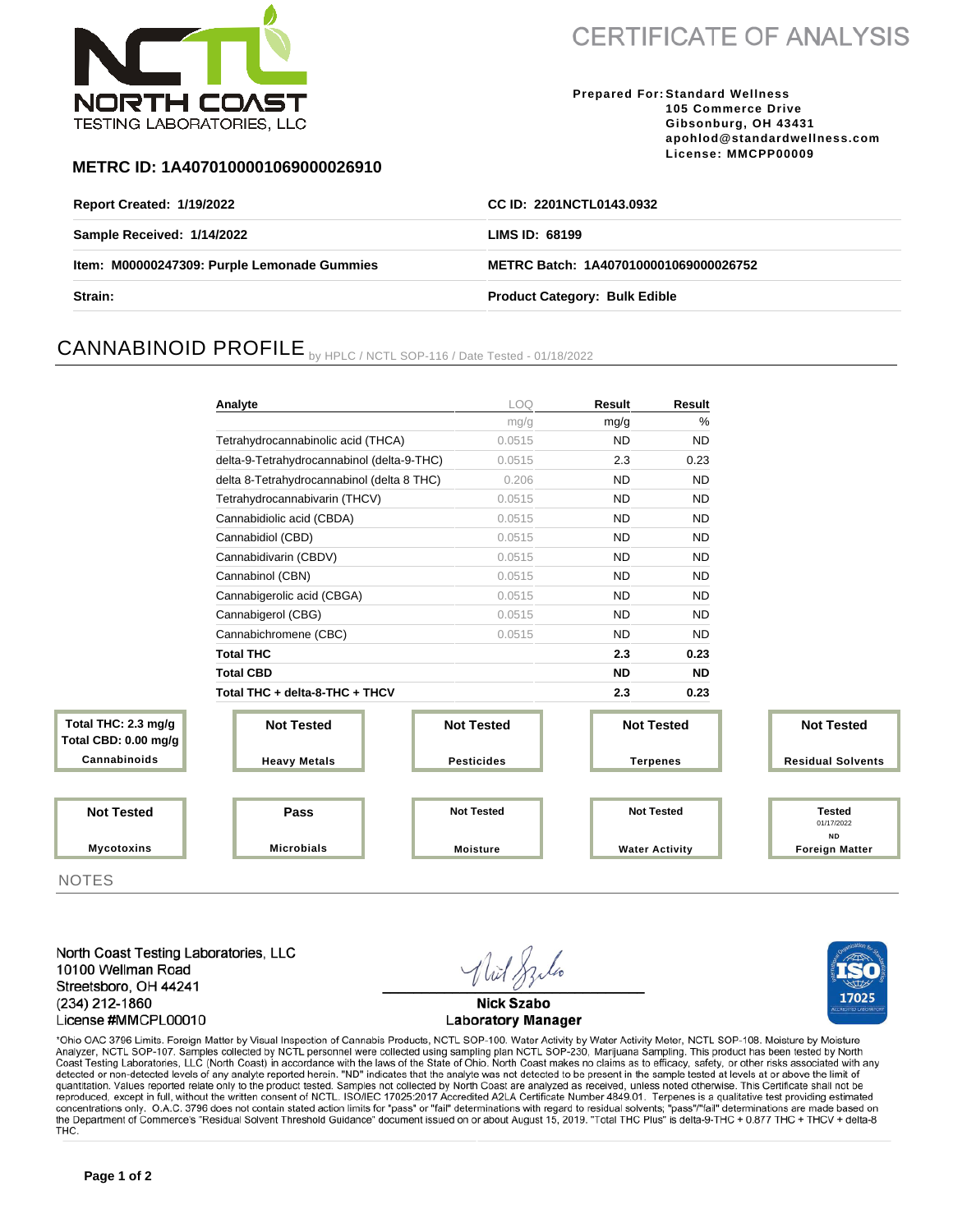NORTH COAST TESTING LABORATORIES, LLC

# CERTIFICATE OF ANALYSIS

**Prepared For:** **Standard Wellness**
**105 Commerce Drive**
**Gibsonburg, OH 43431**
**apohlod@standardwellness.com**
**License: MMCPP00009**

## METRC ID: 1A4070100001069000026910

| | |
|---|---|
| **Report Created: 1/19/2022** | **CC ID: 2201NCTL0143.0932** |
| **Sample Received: 1/14/2022** | **LIMS ID: 68199** |
| **Item: M00000247309: Purple Lemonade Gummies** | **METRC Batch: 1A4070100001069000026752** |
| **Strain:** | **Product Category: Bulk Edible** |

## CANNABINOID PROFILE by HPLC / NCTL SOP-116 / Date Tested - 01/18/2022

| Analyte | LOQ | Result | Result |
|---|---|---|---|
| | mg/g | mg/g | % |
| Tetrahydrocannabinolic acid (THCA) | 0.0515 | ND | ND |
| delta-9-Tetrahydrocannabinol (delta-9-THC) | 0.0515 | 2.3 | 0.23 |
| delta 8-Tetrahydrocannabinol (delta 8 THC) | 0.206 | ND | ND |
| Tetrahydrocannabivarin (THCV) | 0.0515 | ND | ND |
| Cannabidiolic acid (CBDA) | 0.0515 | ND | ND |
| Cannabidiol (CBD) | 0.0515 | ND | ND |
| Cannabidivarin (CBDV) | 0.0515 | ND | ND |
| Cannabinol (CBN) | 0.0515 | ND | ND |
| Cannabigerolic acid (CBGA) | 0.0515 | ND | ND |
| Cannabigerol (CBG) | 0.0515 | ND | ND |
| Cannabichromene (CBC) | 0.0515 | ND | ND |
| **Total THC** | | **2.3** | **0.23** |
| **Total CBD** | | **ND** | **ND** |
| **Total THC + delta-8-THC + THCV** | | **2.3** | **0.23** |

| | | | | |
|---|---|---|---|---|
| Total THC: 2.3 mg/g<br>Total CBD: 0.00 mg/g<br>**Cannabinoids** | Not Tested<br>**Heavy Metals** | Not Tested<br>**Pesticides** | Not Tested<br>**Terpenes** | Not Tested<br>**Residual Solvents** |
| Not Tested<br>**Mycotoxins** | Pass<br>**Microbials** | Not Tested<br>**Moisture** | Not Tested<br>**Water Activity** | Tested<br>01/17/2022<br>ND<br>**Foreign Matter** |

NOTES

North Coast Testing Laboratories, LLC
10100 Wellman Road
Streetsboro, OH 44241
(234) 212-1860
License #MMCPL00010

Nick Szabo
Laboratory Manager

*Ohio OAC 3796 Limits. Foreign Matter by Visual Inspection of Cannabis Products, NCTL SOP-100. Water Activity by Water Activity Meter, NCTL SOP-108. Moisture by Moisture Analyzer, NCTL SOP-107. Samples collected by NCTL personnel were collected using sampling plan NCTL SOP-230, Marijuana Sampling. This product has been tested by North Coast Testing Laboratories, LLC (North Coast) in accordance with the laws of the State of Ohio. North Coast makes no claims as to efficacy, safety, or other risks associated with any detected or non-detected levels of any analyte reported herein. "ND" indicates that the analyte was not detected to be present in the sample tested at levels at or above the limit of quantitation. Values reported relate only to the product tested. Samples not collected by North Coast are analyzed as received, unless noted otherwise. This Certificate shall not be reproduced, except in full, without the written consent of NCTL. ISO/IEC 17025:2017 Accredited A2LA Certificate Number 4849.01. Terpenes is a qualitative test providing estimated concentrations only. O.A.C. 3796 does not contain stated action limits for "pass" or "fail" determinations with regard to residual solvents; "pass"/"fail" determinations are made based on the Department of Commerce's "Residual Solvent Threshold Guidance" document issued on or about August 15, 2019. "Total THC Plus" is delta-9-THC + 0.877 THC + THCV + delta-8 THC.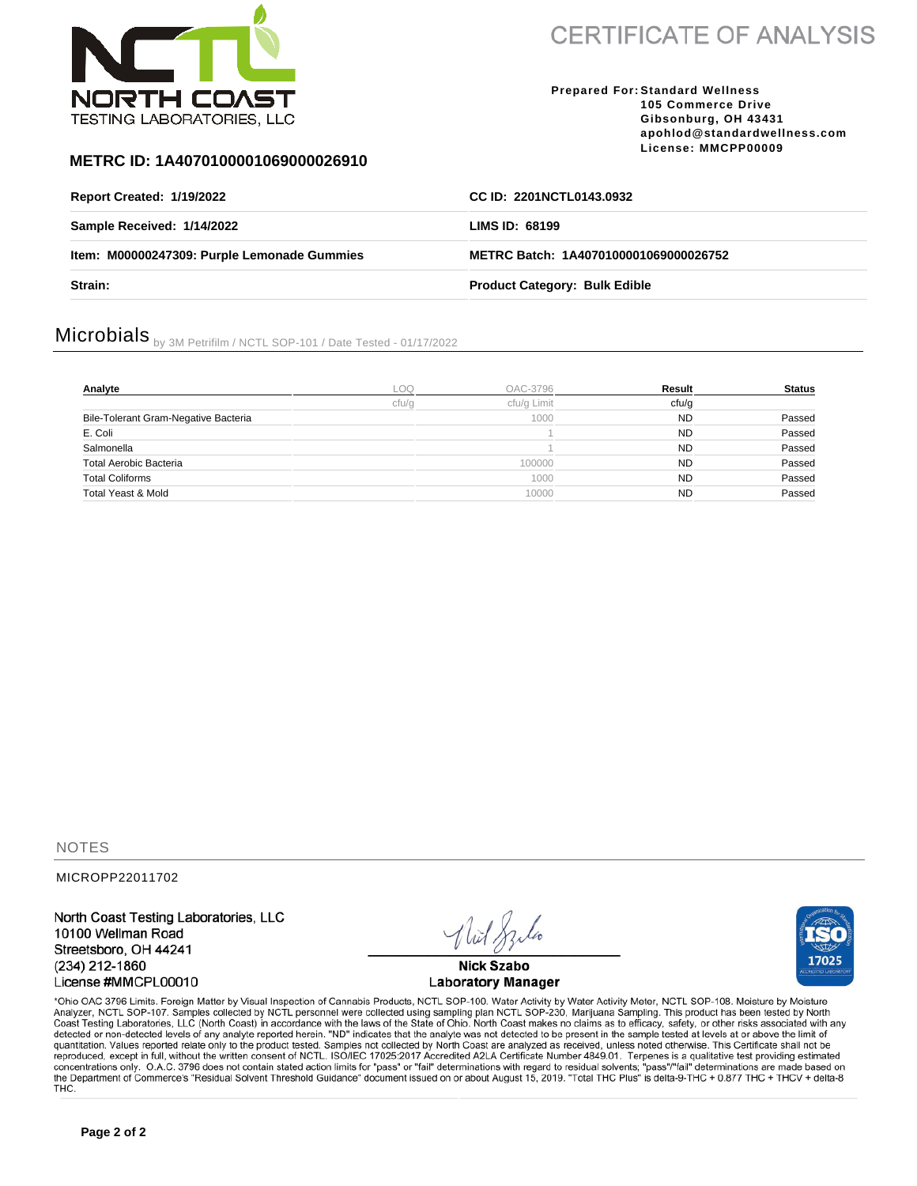NORTH COAST
TESTING LABORATORIES, LLC

# CERTIFICATE OF ANALYSIS

**Prepared For: Standard Wellness**
**105 Commerce Drive**
**Gibsonburg, OH 43431**
**apohlod@standardwellness.com**
**License: MMCPP00009**

**METRC ID: 1A4070100001069000026910**

| | |
|---|---|
| **Report Created: 1/19/2022** | **CC ID: 2201NCTL0143.0932** |
| **Sample Received: 1/14/2022** | **LIMS ID: 68199** |
| **Item: M00000247309: Purple Lemonade Gummies** | **METRC Batch: 1A4070100001069000026752** |
| **Strain:** | **Product Category: Bulk Edible** |

## Microbials by 3M Petrifilm / NCTL SOP-101 / Date Tested - 01/17/2022

| Analyte | LOQ | OAC-3796 | Result | Status |
|---|---|---|---|---|
| | cfu/g | cfu/g Limit | cfu/g | |
| Bile-Tolerant Gram-Negative Bacteria | | 1000 | ND | Passed |
| E. Coli | | 1 | ND | Passed |
| Salmonella | | 1 | ND | Passed |
| Total Aerobic Bacteria | | 100000 | ND | Passed |
| Total Coliforms | | 1000 | ND | Passed |
| Total Yeast & Mold | | 10000 | ND | Passed |

## NOTES

MICROPP22011702

North Coast Testing Laboratories, LLC
10100 Wellman Road
Streetsboro, OH 44241
(234) 212-1860
License #MMCPL00010

Nick Szabo
Laboratory Manager

*Ohio OAC 3796 Limits. Foreign Matter by Visual Inspection of Cannabis Products, NCTL SOP-100. Water Activity by Water Activity Meter, NCTL SOP-108. Moisture by Moisture Analyzer, NCTL SOP-107. Samples collected by NCTL personnel were collected using sampling plan NCTL SOP-230, Marijuana Sampling. This product has been tested by North Coast Testing Laboratories, LLC (North Coast) in accordance with the laws of the State of Ohio. North Coast makes no claims as to efficacy, safety, or other risks associated with any detected or non-detected levels of any analyte reported herein. "ND" indicates that the analyte was not detected to be present in the sample tested at levels at or above the limit of quantitation. Values reported relate only to the product tested. Samples not collected by North Coast are analyzed as received, unless noted otherwise. This Certificate shall not be reproduced, except in full, without the written consent of NCTL. ISO/IEC 17025:2017 Accredited A2LA Certificate Number 4849.01. Terpenes is a qualitative test providing estimated concentrations only. O.A.C. 3796 does not contain stated action limits for "pass" or "fail" determinations with regard to residual solvents; "pass"/"fail" determinations are made based on the Department of Commerce's "Residual Solvent Threshold Guidance" document issued on or about August 15, 2019. "Total THC Plus" is delta-9-THC + 0.877 THC + THCV + delta-8 THC.